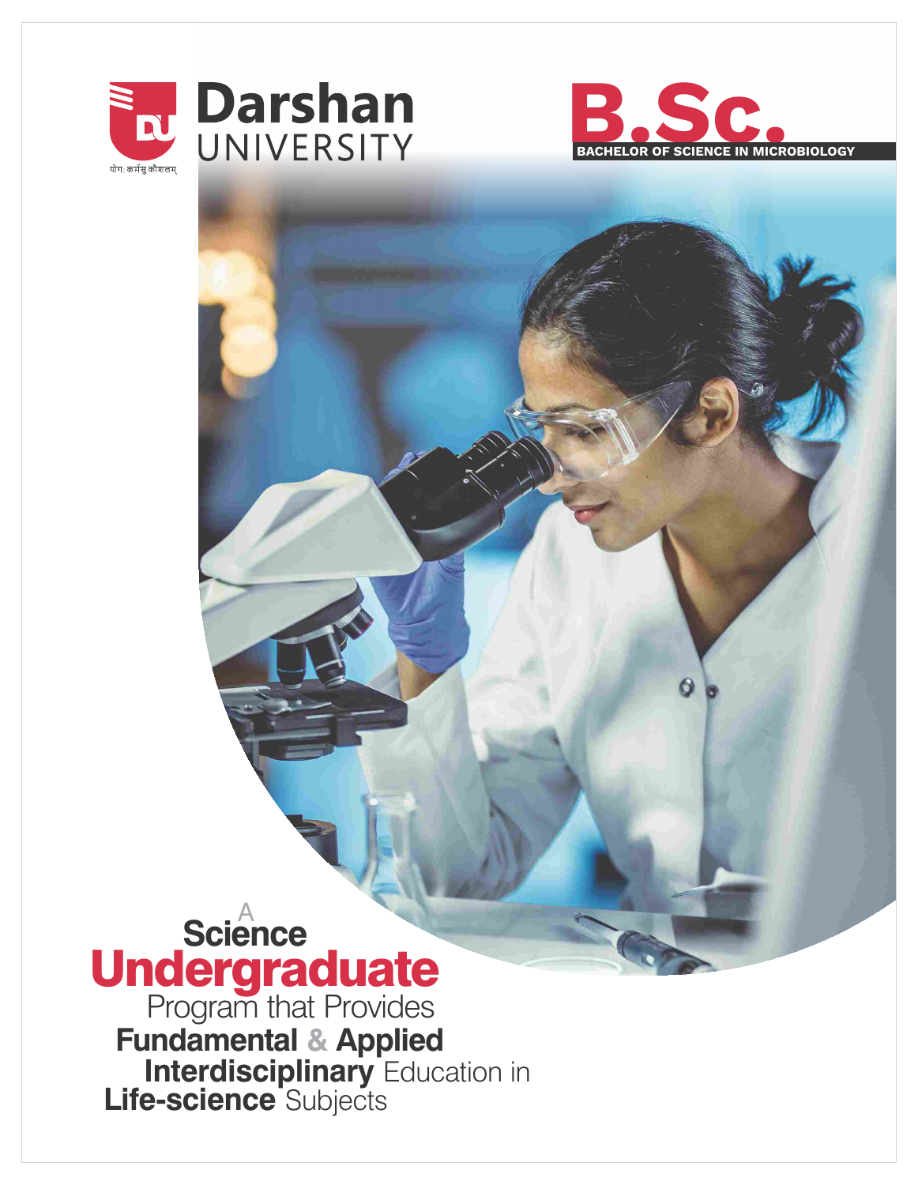Darshan UNIVERSITY

योगः कर्मसु कौशलम्

# B.Sc.

**BACHELOR OF SCIENCE IN MICROBIOLOGY**

A **Science** **Undergraduate** Program that Provides **Fundamental** & **Applied** **Interdisciplinary** Education in **Life-science** Subjects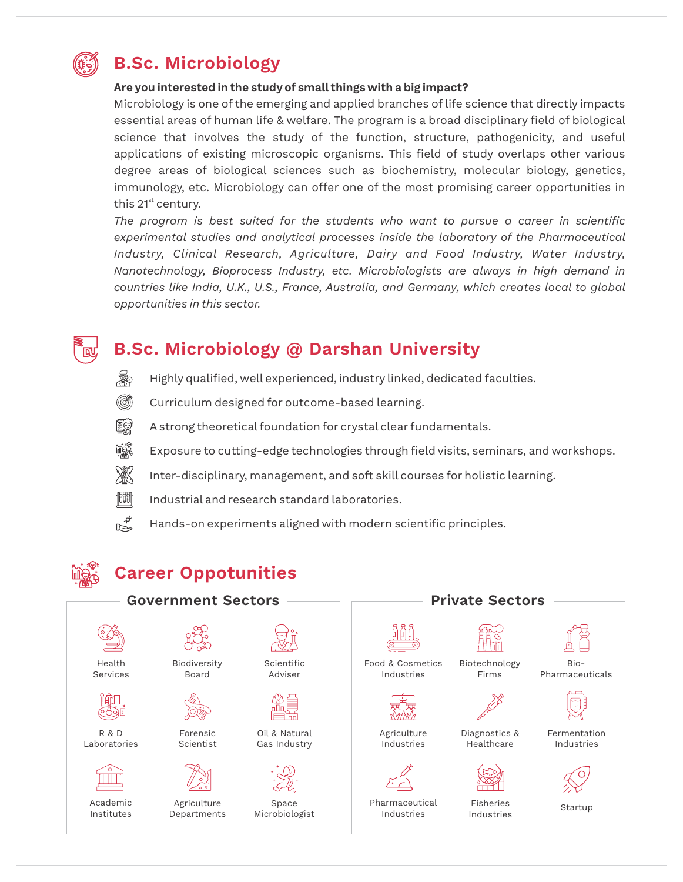## B.Sc. Microbiology

**Are you interested in the study of small things with a big impact?**

Microbiology is one of the emerging and applied branches of life science that directly impacts essential areas of human life & welfare. The program is a broad disciplinary field of biological science that involves the study of the function, structure, pathogenicity, and useful applications of existing microscopic organisms. This field of study overlaps other various degree areas of biological sciences such as biochemistry, molecular biology, genetics, immunology, etc. Microbiology can offer one of the most promising career opportunities in this 21st century.

*The program is best suited for the students who want to pursue a career in scientific experimental studies and analytical processes inside the laboratory of the Pharmaceutical Industry, Clinical Research, Agriculture, Dairy and Food Industry, Water Industry, Nanotechnology, Bioprocess Industry, etc. Microbiologists are always in high demand in countries like India, U.K., U.S., France, Australia, and Germany, which creates local to global opportunities in this sector.*

## B.Sc. Microbiology @ Darshan University

- Highly qualified, well experienced, industry linked, dedicated faculties.
- Curriculum designed for outcome-based learning.
- A strong theoretical foundation for crystal clear fundamentals.
- Exposure to cutting-edge technologies through field visits, seminars, and workshops.
- Inter-disciplinary, management, and soft skill courses for holistic learning.
- Industrial and research standard laboratories.
- Hands-on experiments aligned with modern scientific principles.

## Career Oppotunities

### Government Sectors

- Health Services
- Biodiversity Board
- Scientific Adviser
- R & D Laboratories
- Forensic Scientist
- Oil & Natural Gas Industry
- Academic Institutes
- Agriculture Departments
- Space Microbiologist

### Private Sectors

- Food & Cosmetics Industries
- Biotechnology Firms
- Bio-Pharmaceuticals
- Agriculture Industries
- Diagnostics & Healthcare
- Fermentation Industries
- Pharmaceutical Industries
- Fisheries Industries
- Startup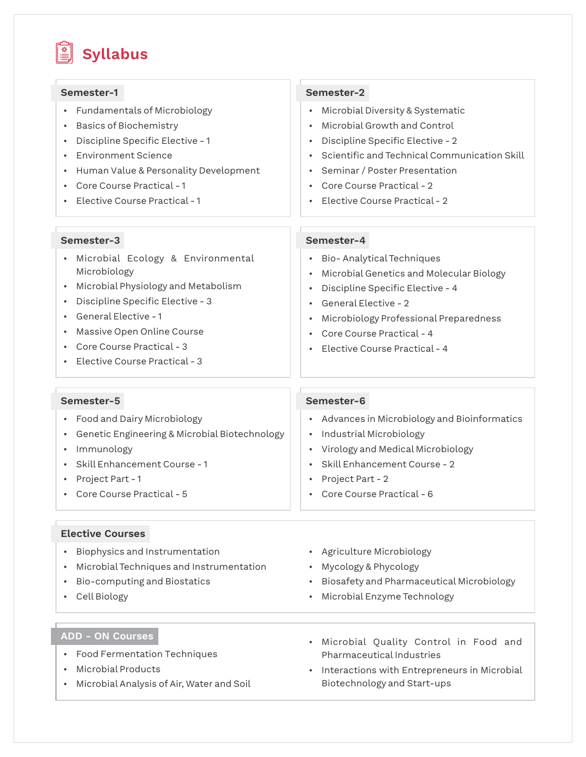# Syllabus

### Semester-1

- Fundamentals of Microbiology
- Basics of Biochemistry
- Discipline Specific Elective - 1
- Environment Science
- Human Value & Personality Development
- Core Course Practical - 1
- Elective Course Practical - 1

### Semester-2

- Microbial Diversity & Systematic
- Microbial Growth and Control
- Discipline Specific Elective - 2
- Scientific and Technical Communication Skill
- Seminar / Poster Presentation
- Core Course Practical - 2
- Elective Course Practical - 2

### Semester-3

- Microbial Ecology & Environmental Microbiology
- Microbial Physiology and Metabolism
- Discipline Specific Elective - 3
- General Elective - 1
- Massive Open Online Course
- Core Course Practical - 3
- Elective Course Practical - 3

### Semester-4

- Bio- Analytical Techniques
- Microbial Genetics and Molecular Biology
- Discipline Specific Elective - 4
- General Elective - 2
- Microbiology Professional Preparedness
- Core Course Practical - 4
- Elective Course Practical - 4

### Semester-5

- Food and Dairy Microbiology
- Genetic Engineering & Microbial Biotechnology
- Immunology
- Skill Enhancement Course - 1
- Project Part - 1
- Core Course Practical - 5

### Semester-6

- Advances in Microbiology and Bioinformatics
- Industrial Microbiology
- Virology and Medical Microbiology
- Skill Enhancement Course - 2
- Project Part - 2
- Core Course Practical - 6

### Elective Courses

- Biophysics and Instrumentation
- Microbial Techniques and Instrumentation
- Bio-computing and Biostatics
- Cell Biology
- Agriculture Microbiology
- Mycology & Phycology
- Biosafety and Pharmaceutical Microbiology
- Microbial Enzyme Technology

### ADD - ON Courses

- Food Fermentation Techniques
- Microbial Products
- Microbial Analysis of Air, Water and Soil
- Microbial Quality Control in Food and Pharmaceutical Industries
- Interactions with Entrepreneurs in Microbial Biotechnology and Start-ups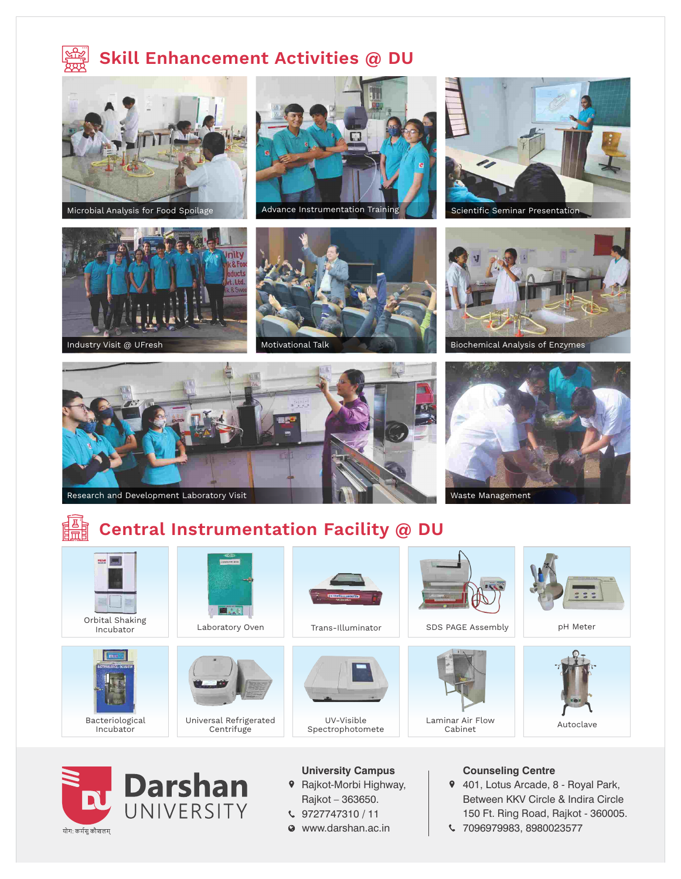## Skill Enhancement Activities @ DU

Microbial Analysis for Food Spoilage

Advance Instrumentation Training

Scientific Seminar Presentation

Industry Visit @ UFresh

Motivational Talk

Biochemical Analysis of Enzymes

Research and Development Laboratory Visit

Waste Management

## Central Instrumentation Facility @ DU

Orbital Shaking Incubator

Laboratory Oven

Trans-Illuminator

SDS PAGE Assembly

pH Meter

Bacteriological Incubator

Universal Refrigerated Centrifuge

UV-Visible Spectrophotomete

Laminar Air Flow Cabinet

Autoclave

**Darshan UNIVERSITY**

योग: कर्मसु कौशलम्

**University Campus**

Rajkot-Morbi Highway, Rajkot – 363650.

9727747310 / 11

www.darshan.ac.in

**Counseling Centre**

401, Lotus Arcade, 8 - Royal Park, Between KKV Circle & Indira Circle 150 Ft. Ring Road, Rajkot - 360005.

7096979983, 8980023577